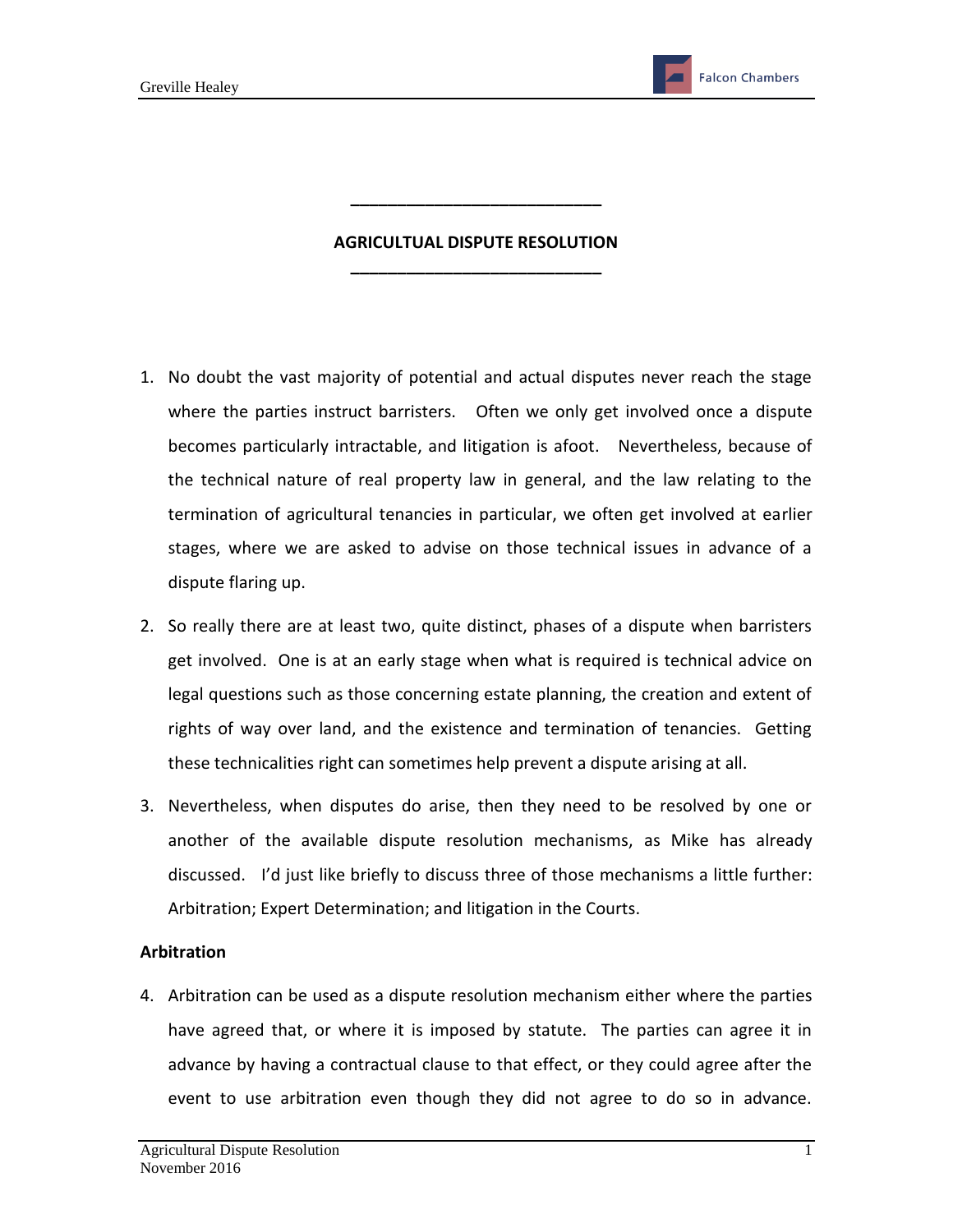# AGRICULTUAL DISPUTE RESOLUTION

1. No doubt the vast majority of potential and actual disputes never reach the stage where the parties instruct barristers. Often we only get involved once a dispute becomes particularly intractable, and litigation is afoot. Nevertheless, because of the technical nature of real property law in general, and the law relating to the termination of agricultural tenancies in particular, we often get involved at earlier stages, where we are asked to advise on those technical issues in advance of a dispute flaring up.

2. So really there are at least two, quite distinct, phases of a dispute when barristers get involved. One is at an early stage when what is required is technical advice on legal questions such as those concerning estate planning, the creation and extent of rights of way over land, and the existence and termination of tenancies. Getting these technicalities right can sometimes help prevent a dispute arising at all.

3. Nevertheless, when disputes do arise, then they need to be resolved by one or another of the available dispute resolution mechanisms, as Mike has already discussed. I'd just like briefly to discuss three of those mechanisms a little further: Arbitration; Expert Determination; and litigation in the Courts.

**Arbitration**

4. Arbitration can be used as a dispute resolution mechanism either where the parties have agreed that, or where it is imposed by statute. The parties can agree it in advance by having a contractual clause to that effect, or they could agree after the event to use arbitration even though they did not agree to do so in advance.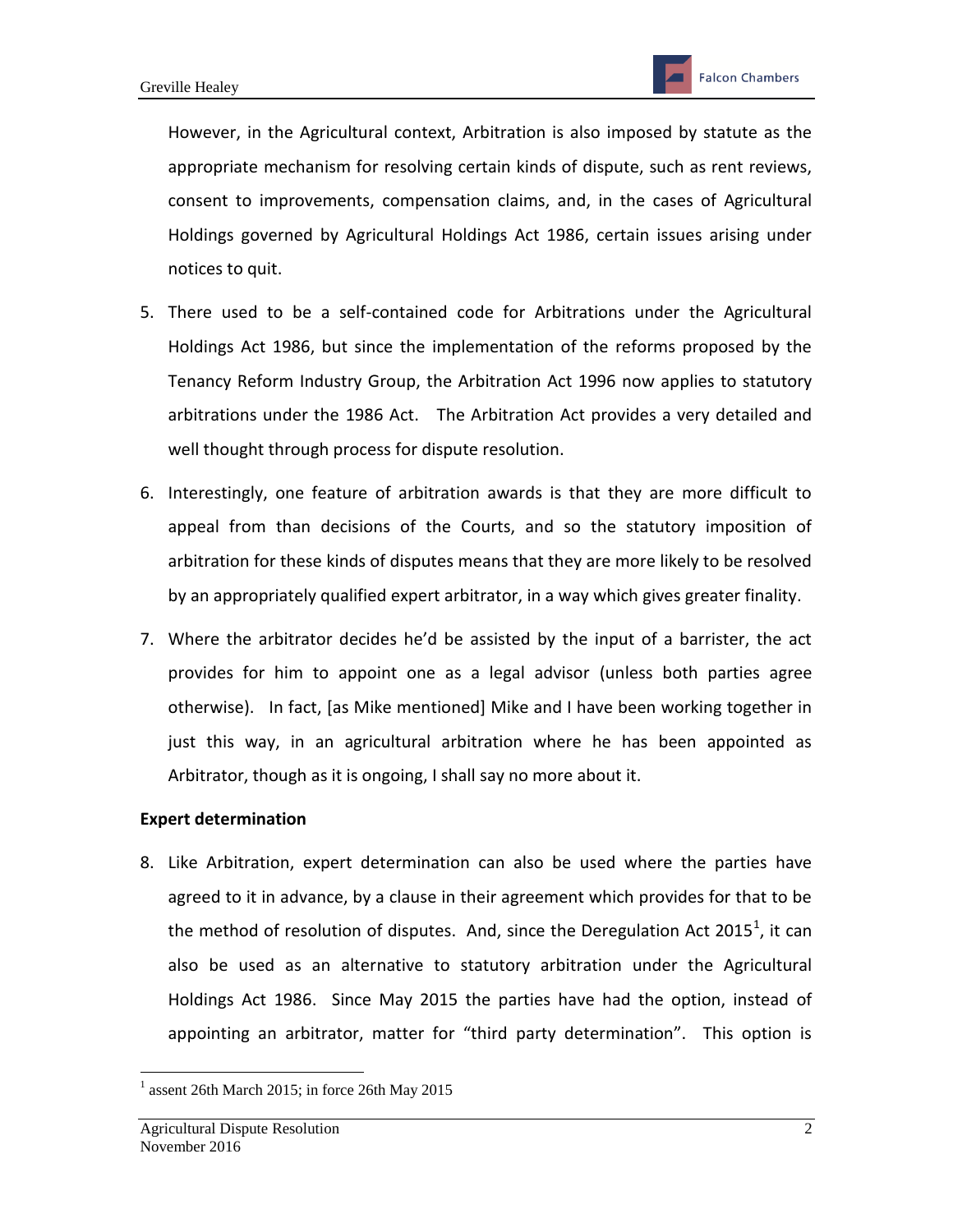However, in the Agricultural context, Arbitration is also imposed by statute as the appropriate mechanism for resolving certain kinds of dispute, such as rent reviews, consent to improvements, compensation claims, and, in the cases of Agricultural Holdings governed by Agricultural Holdings Act 1986, certain issues arising under notices to quit.

5. There used to be a self-contained code for Arbitrations under the Agricultural Holdings Act 1986, but since the implementation of the reforms proposed by the Tenancy Reform Industry Group, the Arbitration Act 1996 now applies to statutory arbitrations under the 1986 Act. The Arbitration Act provides a very detailed and well thought through process for dispute resolution.

6. Interestingly, one feature of arbitration awards is that they are more difficult to appeal from than decisions of the Courts, and so the statutory imposition of arbitration for these kinds of disputes means that they are more likely to be resolved by an appropriately qualified expert arbitrator, in a way which gives greater finality.

7. Where the arbitrator decides he'd be assisted by the input of a barrister, the act provides for him to appoint one as a legal advisor (unless both parties agree otherwise). In fact, [as Mike mentioned] Mike and I have been working together in just this way, in an agricultural arbitration where he has been appointed as Arbitrator, though as it is ongoing, I shall say no more about it.

**Expert determination**

8. Like Arbitration, expert determination can also be used where the parties have agreed to it in advance, by a clause in their agreement which provides for that to be the method of resolution of disputes. And, since the Deregulation Act 2015[1], it can also be used as an alternative to statutory arbitration under the Agricultural Holdings Act 1986. Since May 2015 the parties have had the option, instead of appointing an arbitrator, matter for "third party determination". This option is

[1] assent 26th March 2015; in force 26th May 2015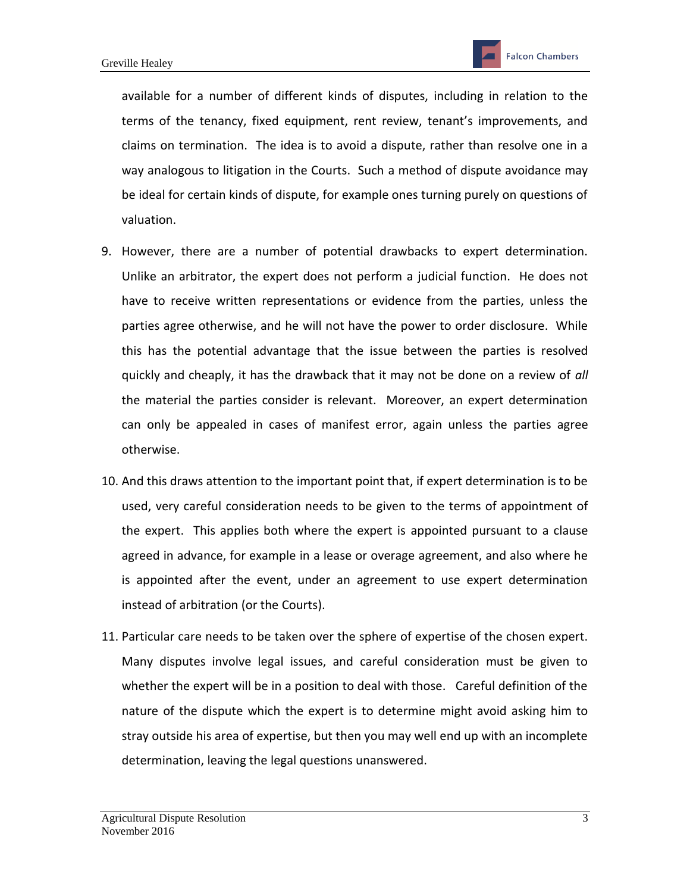available for a number of different kinds of disputes, including in relation to the terms of the tenancy, fixed equipment, rent review, tenant's improvements, and claims on termination. The idea is to avoid a dispute, rather than resolve one in a way analogous to litigation in the Courts. Such a method of dispute avoidance may be ideal for certain kinds of dispute, for example ones turning purely on questions of valuation.

9. However, there are a number of potential drawbacks to expert determination. Unlike an arbitrator, the expert does not perform a judicial function. He does not have to receive written representations or evidence from the parties, unless the parties agree otherwise, and he will not have the power to order disclosure. While this has the potential advantage that the issue between the parties is resolved quickly and cheaply, it has the drawback that it may not be done on a review of *all* the material the parties consider is relevant. Moreover, an expert determination can only be appealed in cases of manifest error, again unless the parties agree otherwise.

10. And this draws attention to the important point that, if expert determination is to be used, very careful consideration needs to be given to the terms of appointment of the expert. This applies both where the expert is appointed pursuant to a clause agreed in advance, for example in a lease or overage agreement, and also where he is appointed after the event, under an agreement to use expert determination instead of arbitration (or the Courts).

11. Particular care needs to be taken over the sphere of expertise of the chosen expert. Many disputes involve legal issues, and careful consideration must be given to whether the expert will be in a position to deal with those. Careful definition of the nature of the dispute which the expert is to determine might avoid asking him to stray outside his area of expertise, but then you may well end up with an incomplete determination, leaving the legal questions unanswered.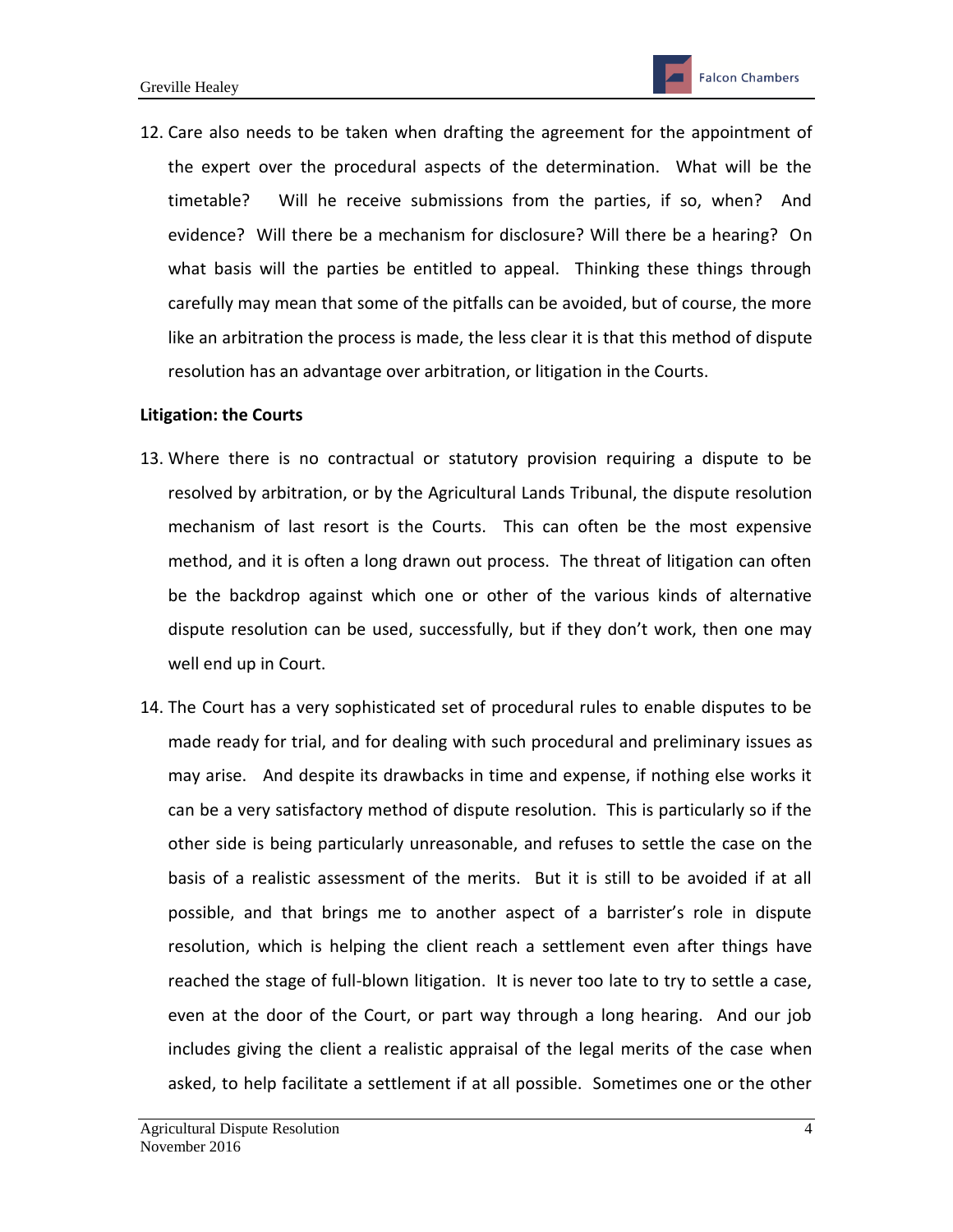12. Care also needs to be taken when drafting the agreement for the appointment of the expert over the procedural aspects of the determination. What will be the timetable? Will he receive submissions from the parties, if so, when? And evidence? Will there be a mechanism for disclosure? Will there be a hearing? On what basis will the parties be entitled to appeal. Thinking these things through carefully may mean that some of the pitfalls can be avoided, but of course, the more like an arbitration the process is made, the less clear it is that this method of dispute resolution has an advantage over arbitration, or litigation in the Courts.

**Litigation: the Courts**

13. Where there is no contractual or statutory provision requiring a dispute to be resolved by arbitration, or by the Agricultural Lands Tribunal, the dispute resolution mechanism of last resort is the Courts. This can often be the most expensive method, and it is often a long drawn out process. The threat of litigation can often be the backdrop against which one or other of the various kinds of alternative dispute resolution can be used, successfully, but if they don't work, then one may well end up in Court.

14. The Court has a very sophisticated set of procedural rules to enable disputes to be made ready for trial, and for dealing with such procedural and preliminary issues as may arise. And despite its drawbacks in time and expense, if nothing else works it can be a very satisfactory method of dispute resolution. This is particularly so if the other side is being particularly unreasonable, and refuses to settle the case on the basis of a realistic assessment of the merits. But it is still to be avoided if at all possible, and that brings me to another aspect of a barrister's role in dispute resolution, which is helping the client reach a settlement even after things have reached the stage of full-blown litigation. It is never too late to try to settle a case, even at the door of the Court, or part way through a long hearing. And our job includes giving the client a realistic appraisal of the legal merits of the case when asked, to help facilitate a settlement if at all possible. Sometimes one or the other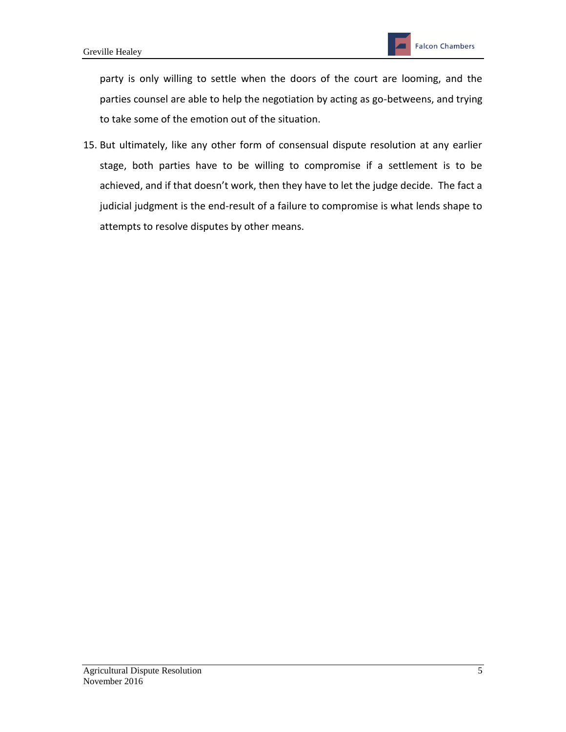party is only willing to settle when the doors of the court are looming, and the parties counsel are able to help the negotiation by acting as go-betweens, and trying to take some of the emotion out of the situation.

15. But ultimately, like any other form of consensual dispute resolution at any earlier stage, both parties have to be willing to compromise if a settlement is to be achieved, and if that doesn't work, then they have to let the judge decide. The fact a judicial judgment is the end-result of a failure to compromise is what lends shape to attempts to resolve disputes by other means.